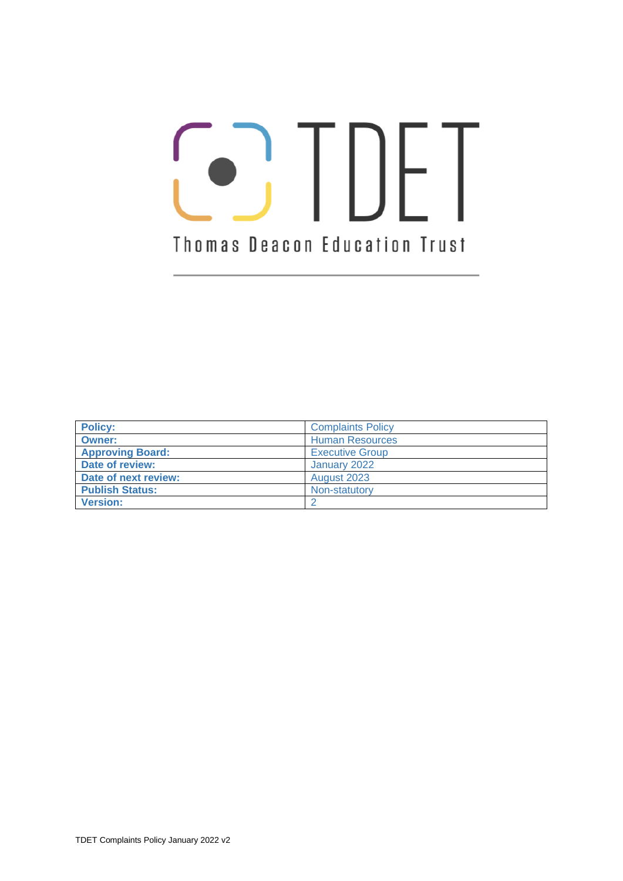# TDET

Thomas Deacon Education Trust

| Policy: | Complaints Policy |
|---|---|
| Owner: | Human Resources |
| Approving Board: | Executive Group |
| Date of review: | January 2022 |
| Date of next review: | August 2023 |
| Publish Status: | Non-statutory |
| Version: | 2 |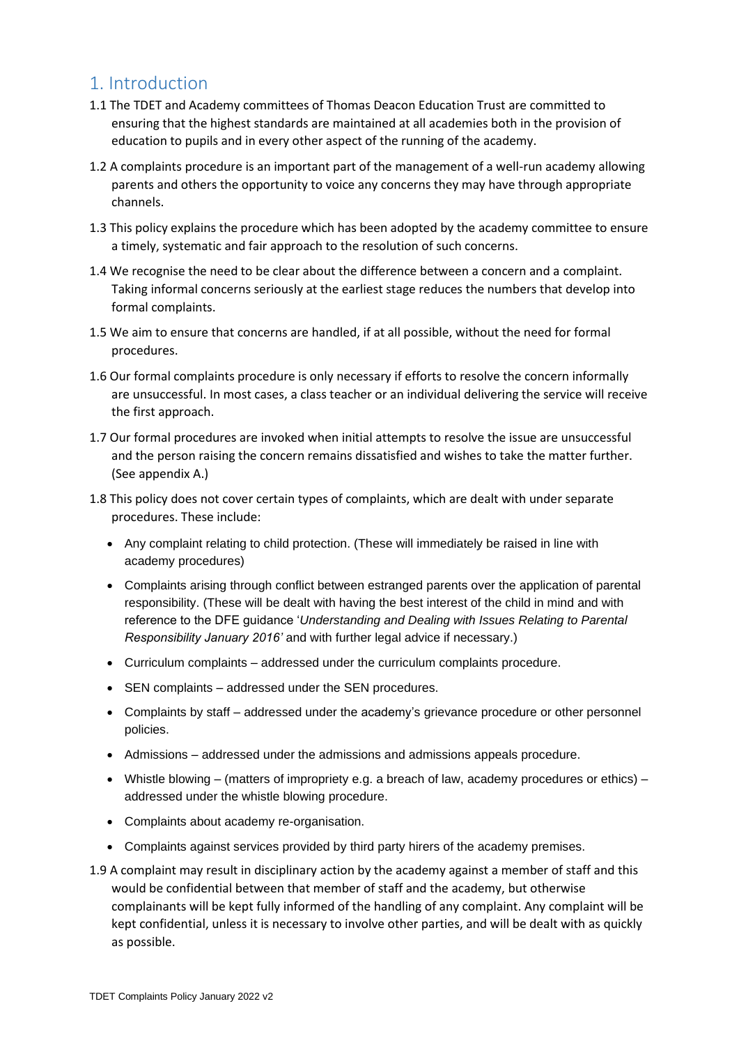## 1. Introduction

1.1 The TDET and Academy committees of Thomas Deacon Education Trust are committed to ensuring that the highest standards are maintained at all academies both in the provision of education to pupils and in every other aspect of the running of the academy.

1.2 A complaints procedure is an important part of the management of a well-run academy allowing parents and others the opportunity to voice any concerns they may have through appropriate channels.

1.3 This policy explains the procedure which has been adopted by the academy committee to ensure a timely, systematic and fair approach to the resolution of such concerns.

1.4 We recognise the need to be clear about the difference between a concern and a complaint. Taking informal concerns seriously at the earliest stage reduces the numbers that develop into formal complaints.

1.5 We aim to ensure that concerns are handled, if at all possible, without the need for formal procedures.

1.6 Our formal complaints procedure is only necessary if efforts to resolve the concern informally are unsuccessful. In most cases, a class teacher or an individual delivering the service will receive the first approach.

1.7 Our formal procedures are invoked when initial attempts to resolve the issue are unsuccessful and the person raising the concern remains dissatisfied and wishes to take the matter further. (See appendix A.)

1.8 This policy does not cover certain types of complaints, which are dealt with under separate procedures. These include:

- Any complaint relating to child protection. (These will immediately be raised in line with academy procedures)
- Complaints arising through conflict between estranged parents over the application of parental responsibility. (These will be dealt with having the best interest of the child in mind and with reference to the DFE guidance '*Understanding and Dealing with Issues Relating to Parental Responsibility January 2016'* and with further legal advice if necessary.)
- Curriculum complaints – addressed under the curriculum complaints procedure.
- SEN complaints – addressed under the SEN procedures.
- Complaints by staff – addressed under the academy's grievance procedure or other personnel policies.
- Admissions – addressed under the admissions and admissions appeals procedure.
- Whistle blowing – (matters of impropriety e.g. a breach of law, academy procedures or ethics) – addressed under the whistle blowing procedure.
- Complaints about academy re-organisation.
- Complaints against services provided by third party hirers of the academy premises.

1.9 A complaint may result in disciplinary action by the academy against a member of staff and this would be confidential between that member of staff and the academy, but otherwise complainants will be kept fully informed of the handling of any complaint. Any complaint will be kept confidential, unless it is necessary to involve other parties, and will be dealt with as quickly as possible.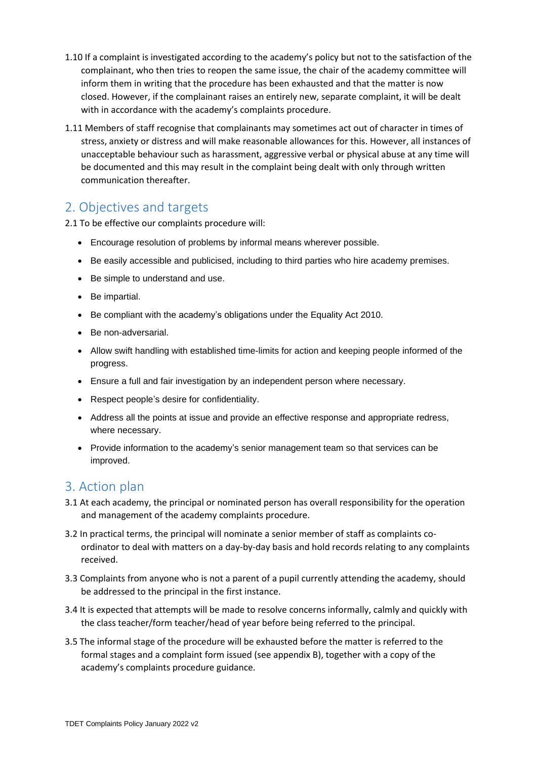1.10 If a complaint is investigated according to the academy's policy but not to the satisfaction of the complainant, who then tries to reopen the same issue, the chair of the academy committee will inform them in writing that the procedure has been exhausted and that the matter is now closed. However, if the complainant raises an entirely new, separate complaint, it will be dealt with in accordance with the academy's complaints procedure.

1.11 Members of staff recognise that complainants may sometimes act out of character in times of stress, anxiety or distress and will make reasonable allowances for this. However, all instances of unacceptable behaviour such as harassment, aggressive verbal or physical abuse at any time will be documented and this may result in the complaint being dealt with only through written communication thereafter.

## 2. Objectives and targets

2.1 To be effective our complaints procedure will:

- Encourage resolution of problems by informal means wherever possible.
- Be easily accessible and publicised, including to third parties who hire academy premises.
- Be simple to understand and use.
- Be impartial.
- Be compliant with the academy's obligations under the Equality Act 2010.
- Be non-adversarial.
- Allow swift handling with established time-limits for action and keeping people informed of the progress.
- Ensure a full and fair investigation by an independent person where necessary.
- Respect people's desire for confidentiality.
- Address all the points at issue and provide an effective response and appropriate redress, where necessary.
- Provide information to the academy's senior management team so that services can be improved.

## 3. Action plan

3.1 At each academy, the principal or nominated person has overall responsibility for the operation and management of the academy complaints procedure.

3.2 In practical terms, the principal will nominate a senior member of staff as complaints co-ordinator to deal with matters on a day-by-day basis and hold records relating to any complaints received.

3.3 Complaints from anyone who is not a parent of a pupil currently attending the academy, should be addressed to the principal in the first instance.

3.4 It is expected that attempts will be made to resolve concerns informally, calmly and quickly with the class teacher/form teacher/head of year before being referred to the principal.

3.5 The informal stage of the procedure will be exhausted before the matter is referred to the formal stages and a complaint form issued (see appendix B), together with a copy of the academy's complaints procedure guidance.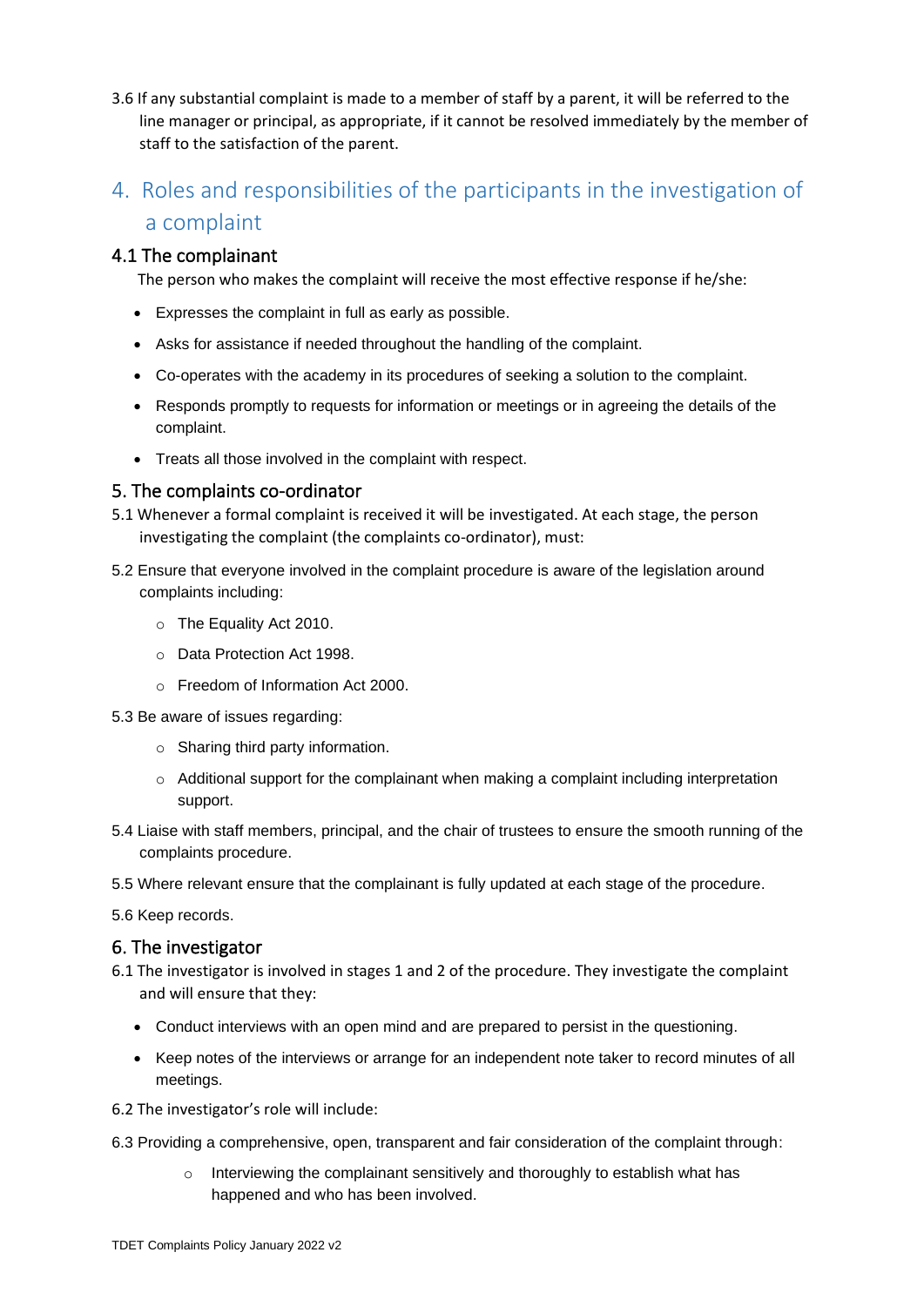3.6 If any substantial complaint is made to a member of staff by a parent, it will be referred to the line manager or principal, as appropriate, if it cannot be resolved immediately by the member of staff to the satisfaction of the parent.

## 4. Roles and responsibilities of the participants in the investigation of a complaint

### 4.1 The complainant

The person who makes the complaint will receive the most effective response if he/she:

- Expresses the complaint in full as early as possible.
- Asks for assistance if needed throughout the handling of the complaint.
- Co-operates with the academy in its procedures of seeking a solution to the complaint.
- Responds promptly to requests for information or meetings or in agreeing the details of the complaint.
- Treats all those involved in the complaint with respect.

### 5. The complaints co-ordinator

5.1 Whenever a formal complaint is received it will be investigated. At each stage, the person investigating the complaint (the complaints co-ordinator), must:

5.2 Ensure that everyone involved in the complaint procedure is aware of the legislation around complaints including:

- The Equality Act 2010.
- Data Protection Act 1998.
- Freedom of Information Act 2000.

5.3 Be aware of issues regarding:

- Sharing third party information.
- Additional support for the complainant when making a complaint including interpretation support.

5.4 Liaise with staff members, principal, and the chair of trustees to ensure the smooth running of the complaints procedure.

5.5 Where relevant ensure that the complainant is fully updated at each stage of the procedure.

5.6 Keep records.

### 6. The investigator

6.1 The investigator is involved in stages 1 and 2 of the procedure. They investigate the complaint and will ensure that they:

- Conduct interviews with an open mind and are prepared to persist in the questioning.
- Keep notes of the interviews or arrange for an independent note taker to record minutes of all meetings.

6.2 The investigator's role will include:

6.3 Providing a comprehensive, open, transparent and fair consideration of the complaint through:

- Interviewing the complainant sensitively and thoroughly to establish what has happened and who has been involved.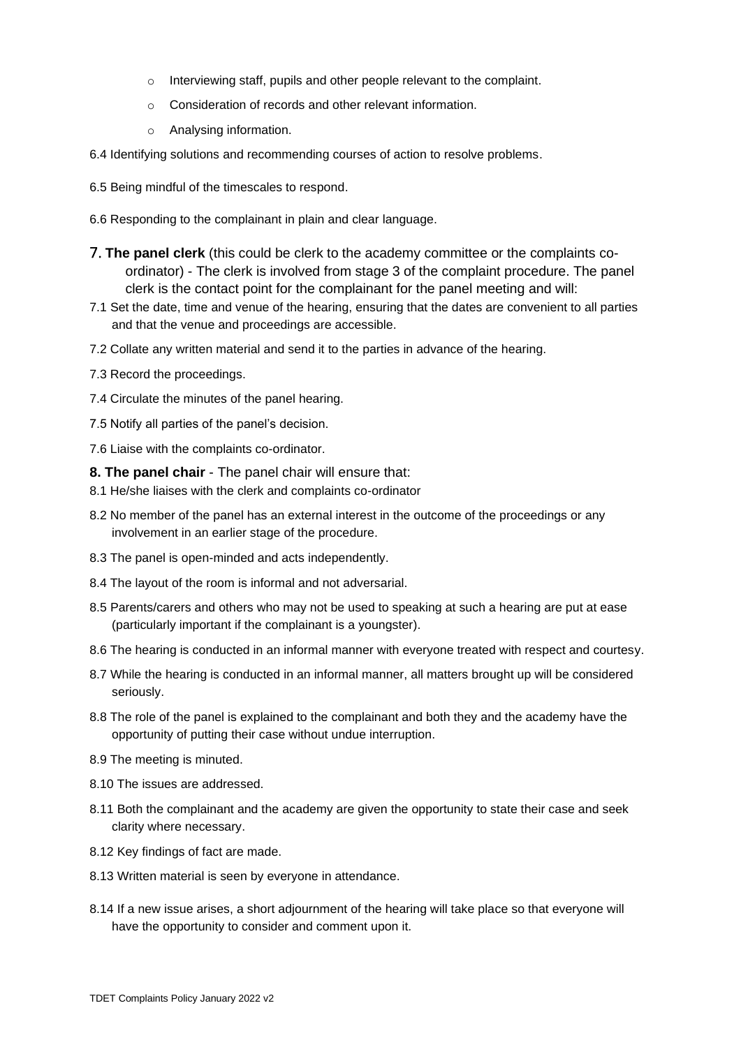- Interviewing staff, pupils and other people relevant to the complaint.
- Consideration of records and other relevant information.
- Analysing information.

6.4 Identifying solutions and recommending courses of action to resolve problems.

6.5 Being mindful of the timescales to respond.

6.6 Responding to the complainant in plain and clear language.

7. **The panel clerk** (this could be clerk to the academy committee or the complaints co-ordinator) - The clerk is involved from stage 3 of the complaint procedure. The panel clerk is the contact point for the complainant for the panel meeting and will:

7.1 Set the date, time and venue of the hearing, ensuring that the dates are convenient to all parties and that the venue and proceedings are accessible.

7.2 Collate any written material and send it to the parties in advance of the hearing.

7.3 Record the proceedings.

7.4 Circulate the minutes of the panel hearing.

7.5 Notify all parties of the panel's decision.

7.6 Liaise with the complaints co-ordinator.

**8. The panel chair** - The panel chair will ensure that:

8.1 He/she liaises with the clerk and complaints co-ordinator

8.2 No member of the panel has an external interest in the outcome of the proceedings or any involvement in an earlier stage of the procedure.

8.3 The panel is open-minded and acts independently.

8.4 The layout of the room is informal and not adversarial.

8.5 Parents/carers and others who may not be used to speaking at such a hearing are put at ease (particularly important if the complainant is a youngster).

8.6 The hearing is conducted in an informal manner with everyone treated with respect and courtesy.

8.7 While the hearing is conducted in an informal manner, all matters brought up will be considered seriously.

8.8 The role of the panel is explained to the complainant and both they and the academy have the opportunity of putting their case without undue interruption.

8.9 The meeting is minuted.

8.10 The issues are addressed.

8.11 Both the complainant and the academy are given the opportunity to state their case and seek clarity where necessary.

8.12 Key findings of fact are made.

8.13 Written material is seen by everyone in attendance.

8.14 If a new issue arises, a short adjournment of the hearing will take place so that everyone will have the opportunity to consider and comment upon it.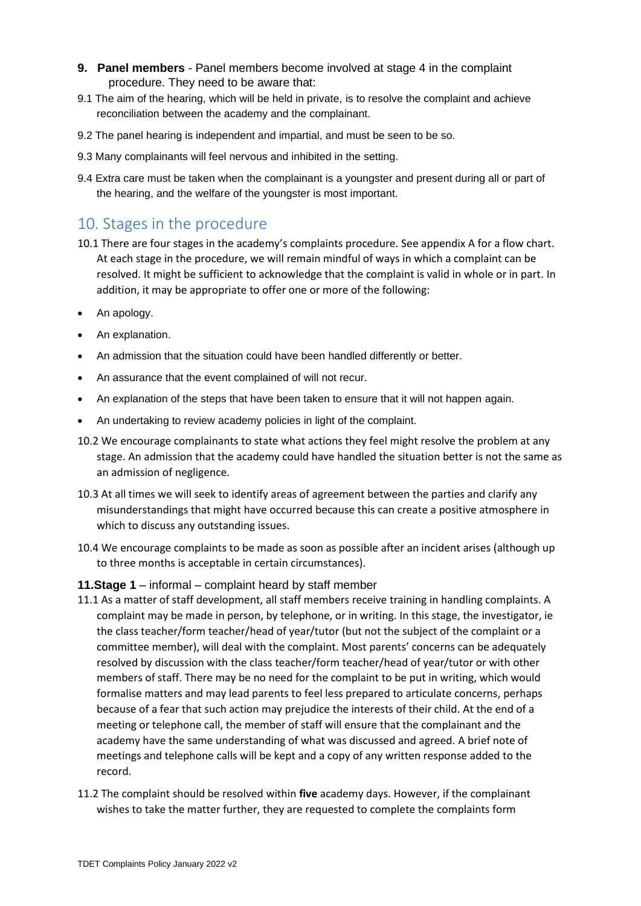**9. Panel members** - Panel members become involved at stage 4 in the complaint procedure. They need to be aware that:

9.1 The aim of the hearing, which will be held in private, is to resolve the complaint and achieve reconciliation between the academy and the complainant.

9.2 The panel hearing is independent and impartial, and must be seen to be so.

9.3 Many complainants will feel nervous and inhibited in the setting.

9.4 Extra care must be taken when the complainant is a youngster and present during all or part of the hearing, and the welfare of the youngster is most important.

## 10. Stages in the procedure

10.1 There are four stages in the academy's complaints procedure. See appendix A for a flow chart. At each stage in the procedure, we will remain mindful of ways in which a complaint can be resolved. It might be sufficient to acknowledge that the complaint is valid in whole or in part. In addition, it may be appropriate to offer one or more of the following:

- An apology.
- An explanation.
- An admission that the situation could have been handled differently or better.
- An assurance that the event complained of will not recur.
- An explanation of the steps that have been taken to ensure that it will not happen again.
- An undertaking to review academy policies in light of the complaint.

10.2 We encourage complainants to state what actions they feel might resolve the problem at any stage. An admission that the academy could have handled the situation better is not the same as an admission of negligence.

10.3 At all times we will seek to identify areas of agreement between the parties and clarify any misunderstandings that might have occurred because this can create a positive atmosphere in which to discuss any outstanding issues.

10.4 We encourage complaints to be made as soon as possible after an incident arises (although up to three months is acceptable in certain circumstances).

**11.Stage 1** – informal – complaint heard by staff member

11.1 As a matter of staff development, all staff members receive training in handling complaints. A complaint may be made in person, by telephone, or in writing. In this stage, the investigator, ie the class teacher/form teacher/head of year/tutor (but not the subject of the complaint or a committee member), will deal with the complaint. Most parents' concerns can be adequately resolved by discussion with the class teacher/form teacher/head of year/tutor or with other members of staff. There may be no need for the complaint to be put in writing, which would formalise matters and may lead parents to feel less prepared to articulate concerns, perhaps because of a fear that such action may prejudice the interests of their child. At the end of a meeting or telephone call, the member of staff will ensure that the complainant and the academy have the same understanding of what was discussed and agreed. A brief note of meetings and telephone calls will be kept and a copy of any written response added to the record.

11.2 The complaint should be resolved within **five** academy days. However, if the complainant wishes to take the matter further, they are requested to complete the complaints form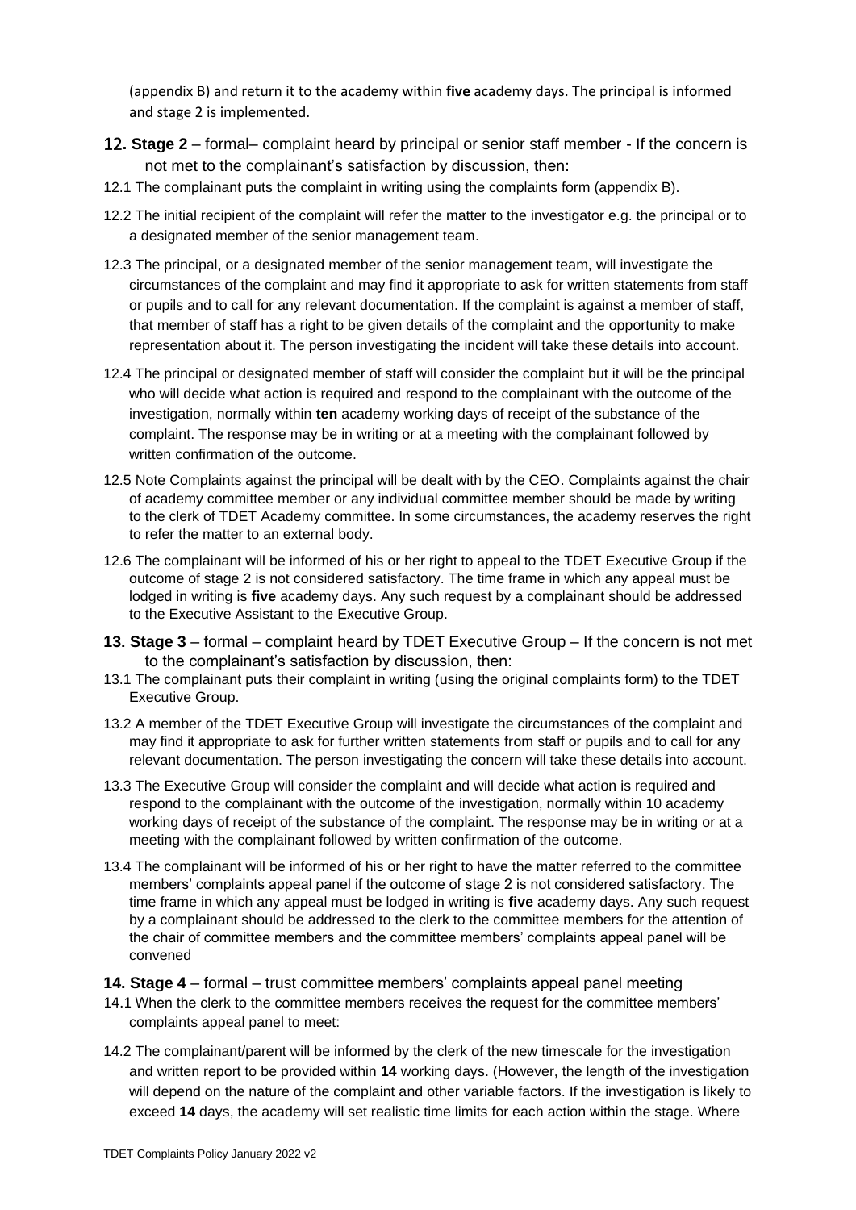(appendix B) and return it to the academy within **five** academy days. The principal is informed and stage 2 is implemented.

## 12. **Stage 2** – formal– complaint heard by principal or senior staff member - If the concern is not met to the complainant's satisfaction by discussion, then:

12.1 The complainant puts the complaint in writing using the complaints form (appendix B).

12.2 The initial recipient of the complaint will refer the matter to the investigator e.g. the principal or to a designated member of the senior management team.

12.3 The principal, or a designated member of the senior management team, will investigate the circumstances of the complaint and may find it appropriate to ask for written statements from staff or pupils and to call for any relevant documentation. If the complaint is against a member of staff, that member of staff has a right to be given details of the complaint and the opportunity to make representation about it. The person investigating the incident will take these details into account.

12.4 The principal or designated member of staff will consider the complaint but it will be the principal who will decide what action is required and respond to the complainant with the outcome of the investigation, normally within **ten** academy working days of receipt of the substance of the complaint. The response may be in writing or at a meeting with the complainant followed by written confirmation of the outcome.

12.5 Note Complaints against the principal will be dealt with by the CEO. Complaints against the chair of academy committee member or any individual committee member should be made by writing to the clerk of TDET Academy committee. In some circumstances, the academy reserves the right to refer the matter to an external body.

12.6 The complainant will be informed of his or her right to appeal to the TDET Executive Group if the outcome of stage 2 is not considered satisfactory. The time frame in which any appeal must be lodged in writing is **five** academy days. Any such request by a complainant should be addressed to the Executive Assistant to the Executive Group.

## 13. **Stage 3** – formal – complaint heard by TDET Executive Group – If the concern is not met to the complainant's satisfaction by discussion, then:

13.1 The complainant puts their complaint in writing (using the original complaints form) to the TDET Executive Group.

13.2 A member of the TDET Executive Group will investigate the circumstances of the complaint and may find it appropriate to ask for further written statements from staff or pupils and to call for any relevant documentation. The person investigating the concern will take these details into account.

13.3 The Executive Group will consider the complaint and will decide what action is required and respond to the complainant with the outcome of the investigation, normally within 10 academy working days of receipt of the substance of the complaint. The response may be in writing or at a meeting with the complainant followed by written confirmation of the outcome.

13.4 The complainant will be informed of his or her right to have the matter referred to the committee members' complaints appeal panel if the outcome of stage 2 is not considered satisfactory. The time frame in which any appeal must be lodged in writing is **five** academy days. Any such request by a complainant should be addressed to the clerk to the committee members for the attention of the chair of committee members and the committee members' complaints appeal panel will be convened

## 14. **Stage 4** – formal – trust committee members' complaints appeal panel meeting

14.1 When the clerk to the committee members receives the request for the committee members' complaints appeal panel to meet:

14.2 The complainant/parent will be informed by the clerk of the new timescale for the investigation and written report to be provided within **14** working days. (However, the length of the investigation will depend on the nature of the complaint and other variable factors. If the investigation is likely to exceed **14** days, the academy will set realistic time limits for each action within the stage. Where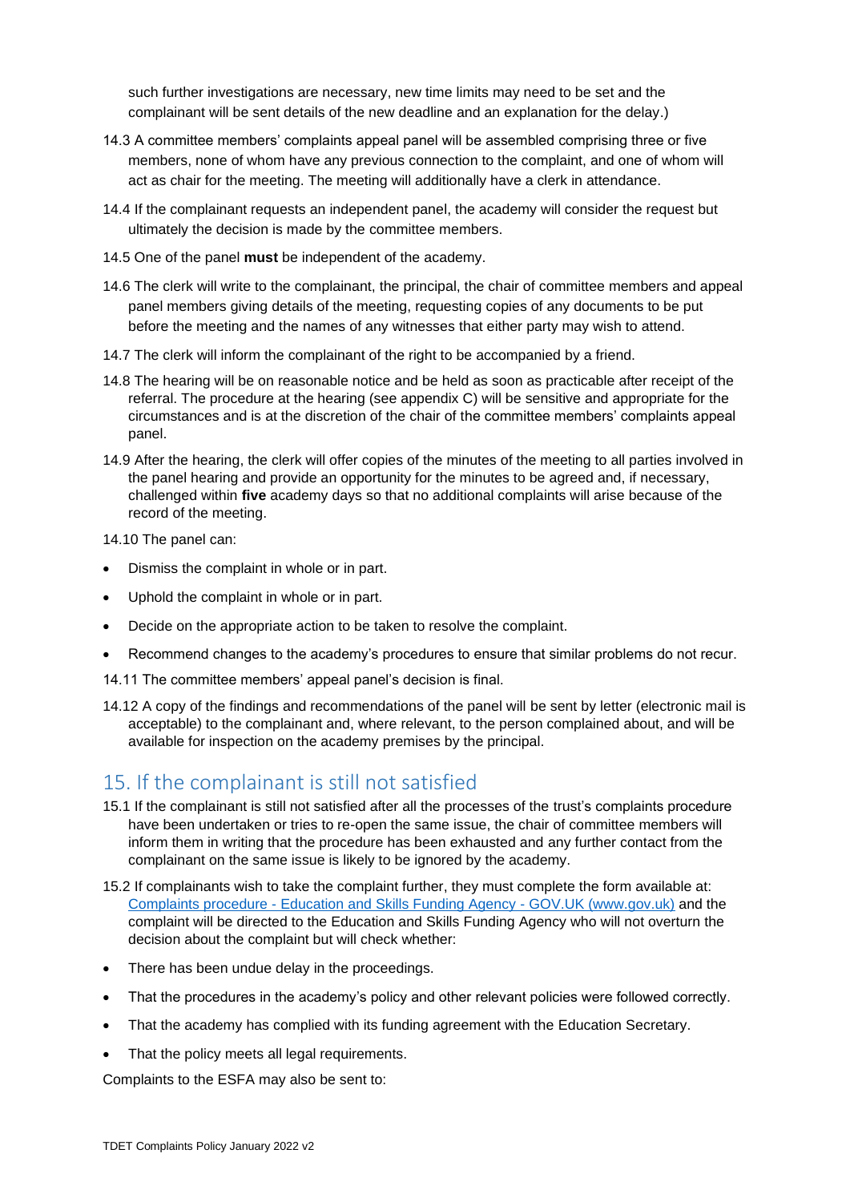such further investigations are necessary, new time limits may need to be set and the complainant will be sent details of the new deadline and an explanation for the delay.)

14.3 A committee members' complaints appeal panel will be assembled comprising three or five members, none of whom have any previous connection to the complaint, and one of whom will act as chair for the meeting. The meeting will additionally have a clerk in attendance.

14.4 If the complainant requests an independent panel, the academy will consider the request but ultimately the decision is made by the committee members.

14.5 One of the panel **must** be independent of the academy.

14.6 The clerk will write to the complainant, the principal, the chair of committee members and appeal panel members giving details of the meeting, requesting copies of any documents to be put before the meeting and the names of any witnesses that either party may wish to attend.

14.7 The clerk will inform the complainant of the right to be accompanied by a friend.

14.8 The hearing will be on reasonable notice and be held as soon as practicable after receipt of the referral. The procedure at the hearing (see appendix C) will be sensitive and appropriate for the circumstances and is at the discretion of the chair of the committee members' complaints appeal panel.

14.9 After the hearing, the clerk will offer copies of the minutes of the meeting to all parties involved in the panel hearing and provide an opportunity for the minutes to be agreed and, if necessary, challenged within **five** academy days so that no additional complaints will arise because of the record of the meeting.

14.10 The panel can:

- Dismiss the complaint in whole or in part.
- Uphold the complaint in whole or in part.
- Decide on the appropriate action to be taken to resolve the complaint.
- Recommend changes to the academy's procedures to ensure that similar problems do not recur.

14.11 The committee members' appeal panel's decision is final.

14.12 A copy of the findings and recommendations of the panel will be sent by letter (electronic mail is acceptable) to the complainant and, where relevant, to the person complained about, and will be available for inspection on the academy premises by the principal.

## 15. If the complainant is still not satisfied

15.1 If the complainant is still not satisfied after all the processes of the trust's complaints procedure have been undertaken or tries to re-open the same issue, the chair of committee members will inform them in writing that the procedure has been exhausted and any further contact from the complainant on the same issue is likely to be ignored by the academy.

15.2 If complainants wish to take the complaint further, they must complete the form available at: [Complaints procedure - Education and Skills Funding Agency - GOV.UK (www.gov.uk)](https://www.gov.uk) and the complaint will be directed to the Education and Skills Funding Agency who will not overturn the decision about the complaint but will check whether:

- There has been undue delay in the proceedings.
- That the procedures in the academy's policy and other relevant policies were followed correctly.
- That the academy has complied with its funding agreement with the Education Secretary.
- That the policy meets all legal requirements.

Complaints to the ESFA may also be sent to: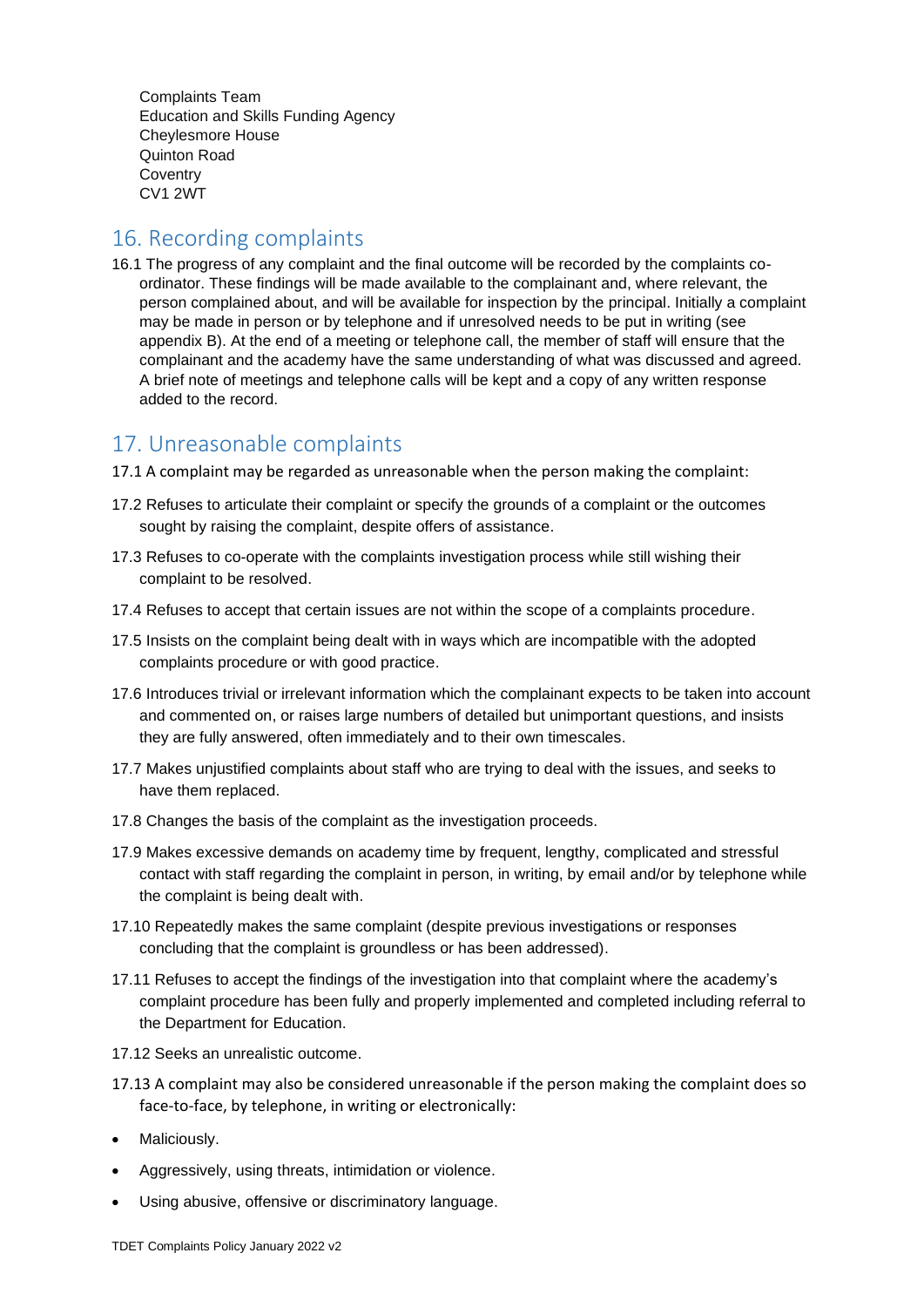Complaints Team
Education and Skills Funding Agency
Cheylesmore House
Quinton Road
Coventry
CV1 2WT

## 16. Recording complaints

16.1 The progress of any complaint and the final outcome will be recorded by the complaints co-ordinator. These findings will be made available to the complainant and, where relevant, the person complained about, and will be available for inspection by the principal. Initially a complaint may be made in person or by telephone and if unresolved needs to be put in writing (see appendix B). At the end of a meeting or telephone call, the member of staff will ensure that the complainant and the academy have the same understanding of what was discussed and agreed. A brief note of meetings and telephone calls will be kept and a copy of any written response added to the record.

## 17. Unreasonable complaints

17.1 A complaint may be regarded as unreasonable when the person making the complaint:

17.2 Refuses to articulate their complaint or specify the grounds of a complaint or the outcomes sought by raising the complaint, despite offers of assistance.

17.3 Refuses to co-operate with the complaints investigation process while still wishing their complaint to be resolved.

17.4 Refuses to accept that certain issues are not within the scope of a complaints procedure.

17.5 Insists on the complaint being dealt with in ways which are incompatible with the adopted complaints procedure or with good practice.

17.6 Introduces trivial or irrelevant information which the complainant expects to be taken into account and commented on, or raises large numbers of detailed but unimportant questions, and insists they are fully answered, often immediately and to their own timescales.

17.7 Makes unjustified complaints about staff who are trying to deal with the issues, and seeks to have them replaced.

17.8 Changes the basis of the complaint as the investigation proceeds.

17.9 Makes excessive demands on academy time by frequent, lengthy, complicated and stressful contact with staff regarding the complaint in person, in writing, by email and/or by telephone while the complaint is being dealt with.

17.10 Repeatedly makes the same complaint (despite previous investigations or responses concluding that the complaint is groundless or has been addressed).

17.11 Refuses to accept the findings of the investigation into that complaint where the academy's complaint procedure has been fully and properly implemented and completed including referral to the Department for Education.

17.12 Seeks an unrealistic outcome.

17.13 A complaint may also be considered unreasonable if the person making the complaint does so face-to-face, by telephone, in writing or electronically:

- Maliciously.
- Aggressively, using threats, intimidation or violence.
- Using abusive, offensive or discriminatory language.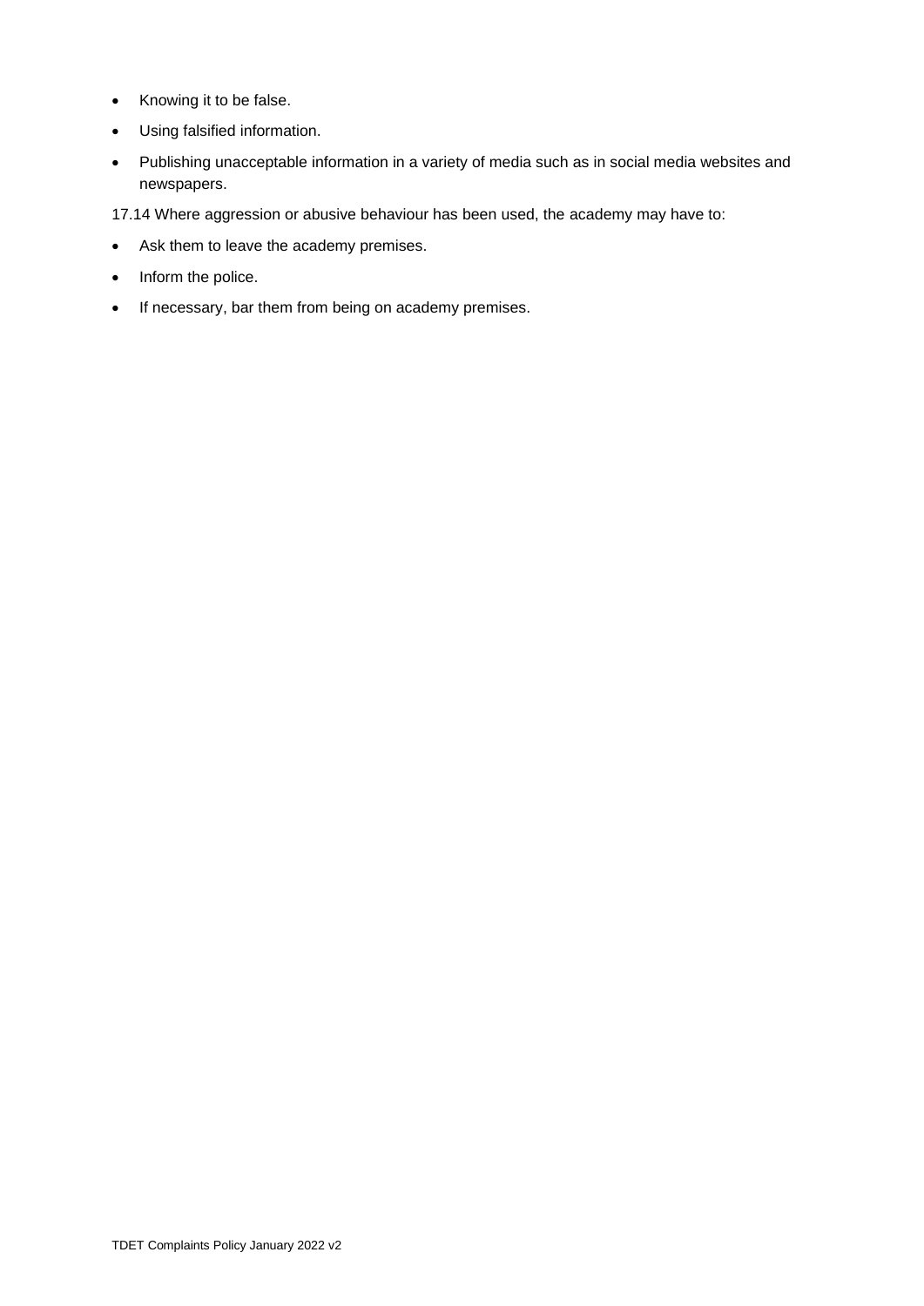- Knowing it to be false.
- Using falsified information.
- Publishing unacceptable information in a variety of media such as in social media websites and newspapers.

17.14 Where aggression or abusive behaviour has been used, the academy may have to:

- Ask them to leave the academy premises.
- Inform the police.
- If necessary, bar them from being on academy premises.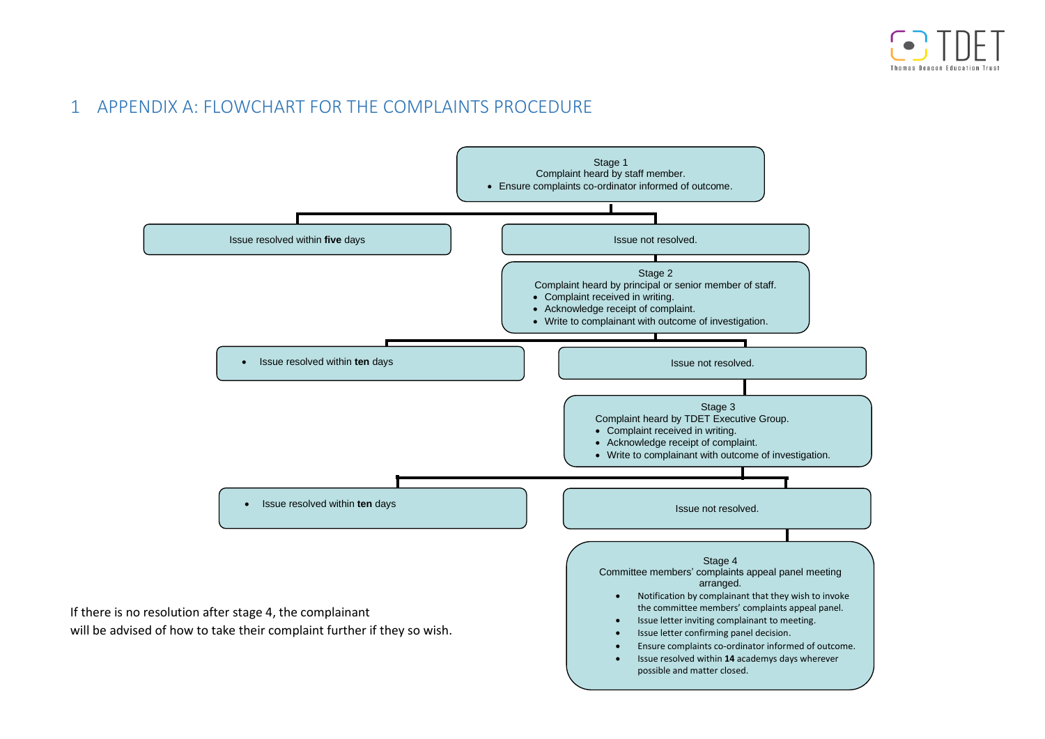# 1 APPENDIX A: FLOWCHART FOR THE COMPLAINTS PROCEDURE

Stage 1
Complaint heard by staff member.
- Ensure complaints co-ordinator informed of outcome.

Issue resolved within **five** days

Issue not resolved.

Stage 2
Complaint heard by principal or senior member of staff.
- Complaint received in writing.
- Acknowledge receipt of complaint.
- Write to complainant with outcome of investigation.

- Issue resolved within **ten** days

Issue not resolved.

Stage 3
Complaint heard by TDET Executive Group.
- Complaint received in writing.
- Acknowledge receipt of complaint.
- Write to complainant with outcome of investigation.

- Issue resolved within **ten** days

Issue not resolved.

Stage 4
Committee members' complaints appeal panel meeting arranged.
- Notification by complainant that they wish to invoke the committee members' complaints appeal panel.
- Issue letter inviting complainant to meeting.
- Issue letter confirming panel decision.
- Ensure complaints co-ordinator informed of outcome.
- Issue resolved within **14** academys days wherever possible and matter closed.

If there is no resolution after stage 4, the complainant will be advised of how to take their complaint further if they so wish.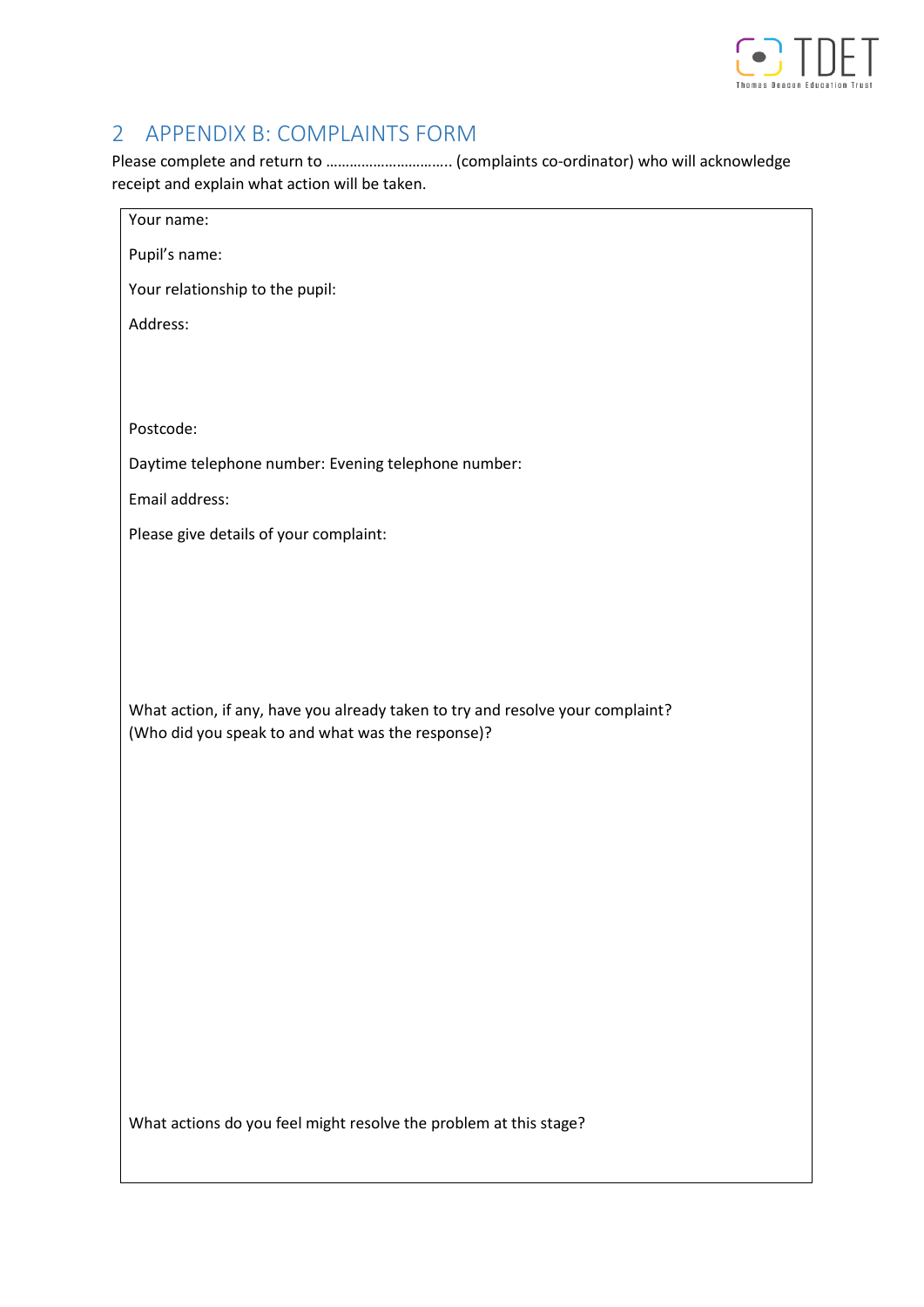## 2 APPENDIX B: COMPLAINTS FORM

Please complete and return to ………………………….. (complaints co-ordinator) who will acknowledge receipt and explain what action will be taken.

Your name:

Pupil's name:

Your relationship to the pupil:

Address:

Postcode:

Daytime telephone number: Evening telephone number:

Email address:

Please give details of your complaint:

What action, if any, have you already taken to try and resolve your complaint? (Who did you speak to and what was the response)?

What actions do you feel might resolve the problem at this stage?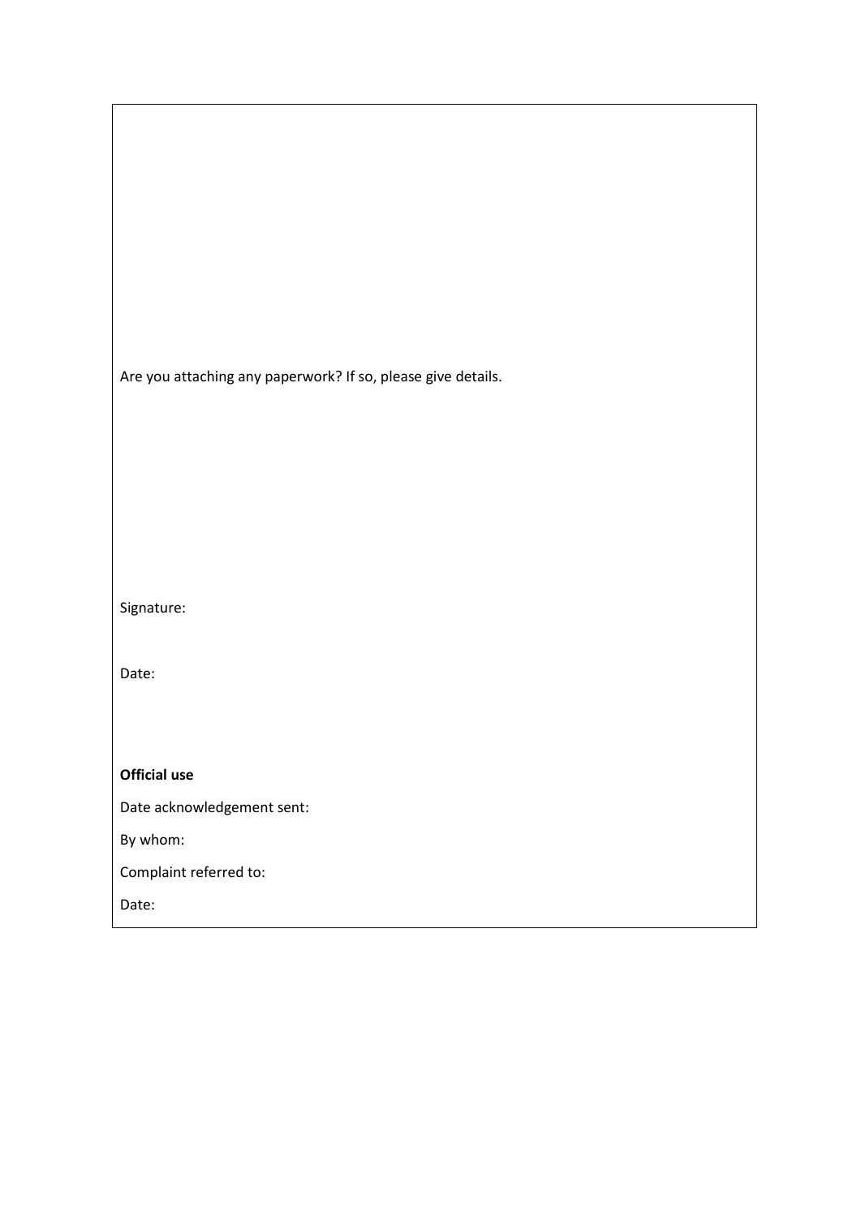Are you attaching any paperwork? If so, please give details.

Signature:

Date:

**Official use**

Date acknowledgement sent:

By whom:

Complaint referred to:

Date: